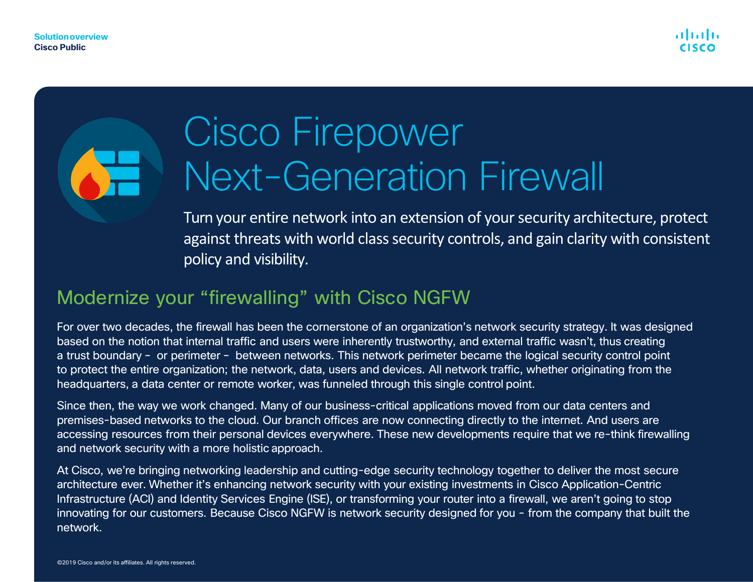Solution overview
Cisco Public

# Cisco Firepower Next-Generation Firewall

Turn your entire network into an extension of your security architecture, protect against threats with world class security controls, and gain clarity with consistent policy and visibility.

## Modernize your "firewalling" with Cisco NGFW

For over two decades, the firewall has been the cornerstone of an organization's network security strategy. It was designed based on the notion that internal traffic and users were inherently trustworthy, and external traffic wasn't, thus creating a trust boundary – or perimeter – between networks. This network perimeter became the logical security control point to protect the entire organization; the network, data, users and devices. All network traffic, whether originating from the headquarters, a data center or remote worker, was funneled through this single control point.

Since then, the way we work changed. Many of our business-critical applications moved from our data centers and premises-based networks to the cloud. Our branch offices are now connecting directly to the internet. And users are accessing resources from their personal devices everywhere. These new developments require that we re-think firewalling and network security with a more holistic approach.

At Cisco, we're bringing networking leadership and cutting-edge security technology together to deliver the most secure architecture ever. Whether it's enhancing network security with your existing investments in Cisco Application-Centric Infrastructure (ACI) and Identity Services Engine (ISE), or transforming your router into a firewall, we aren't going to stop innovating for our customers. Because Cisco NGFW is network security designed for you – from the company that built the network.

©2019 Cisco and/or its affiliates. All rights reserved.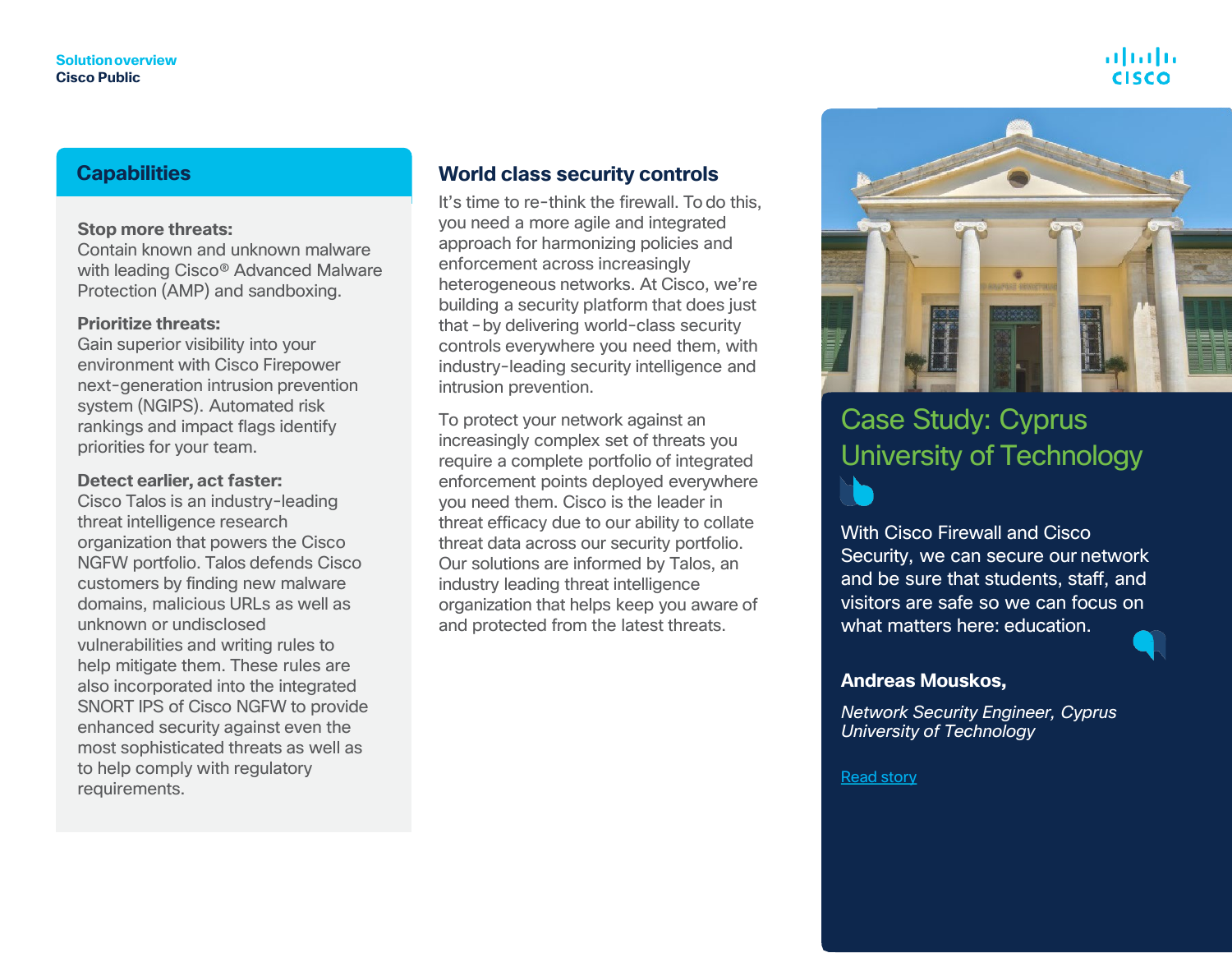## Capabilities

**Stop more threats:**
Contain known and unknown malware with leading Cisco® Advanced Malware Protection (AMP) and sandboxing.

**Prioritize threats:**
Gain superior visibility into your environment with Cisco Firepower next-generation intrusion prevention system (NGIPS). Automated risk rankings and impact flags identify priorities for your team.

**Detect earlier, act faster:**
Cisco Talos is an industry-leading threat intelligence research organization that powers the Cisco NGFW portfolio. Talos defends Cisco customers by finding new malware domains, malicious URLs as well as unknown or undisclosed vulnerabilities and writing rules to help mitigate them. These rules are also incorporated into the integrated SNORT IPS of Cisco NGFW to provide enhanced security against even the most sophisticated threats as well as to help comply with regulatory requirements.

## World class security controls

It's time to re-think the firewall. To do this, you need a more agile and integrated approach for harmonizing policies and enforcement across increasingly heterogeneous networks. At Cisco, we're building a security platform that does just that – by delivering world-class security controls everywhere you need them, with industry-leading security intelligence and intrusion prevention.

To protect your network against an increasingly complex set of threats you require a complete portfolio of integrated enforcement points deployed everywhere you need them. Cisco is the leader in threat efficacy due to our ability to collate threat data across our security portfolio. Our solutions are informed by Talos, an industry leading threat intelligence organization that helps keep you aware of and protected from the latest threats.

## Case Study: Cyprus University of Technology

With Cisco Firewall and Cisco Security, we can secure our network and be sure that students, staff, and visitors are safe so we can focus on what matters here: education.

**Andreas Mouskos,**

*Network Security Engineer, Cyprus University of Technology*

Read story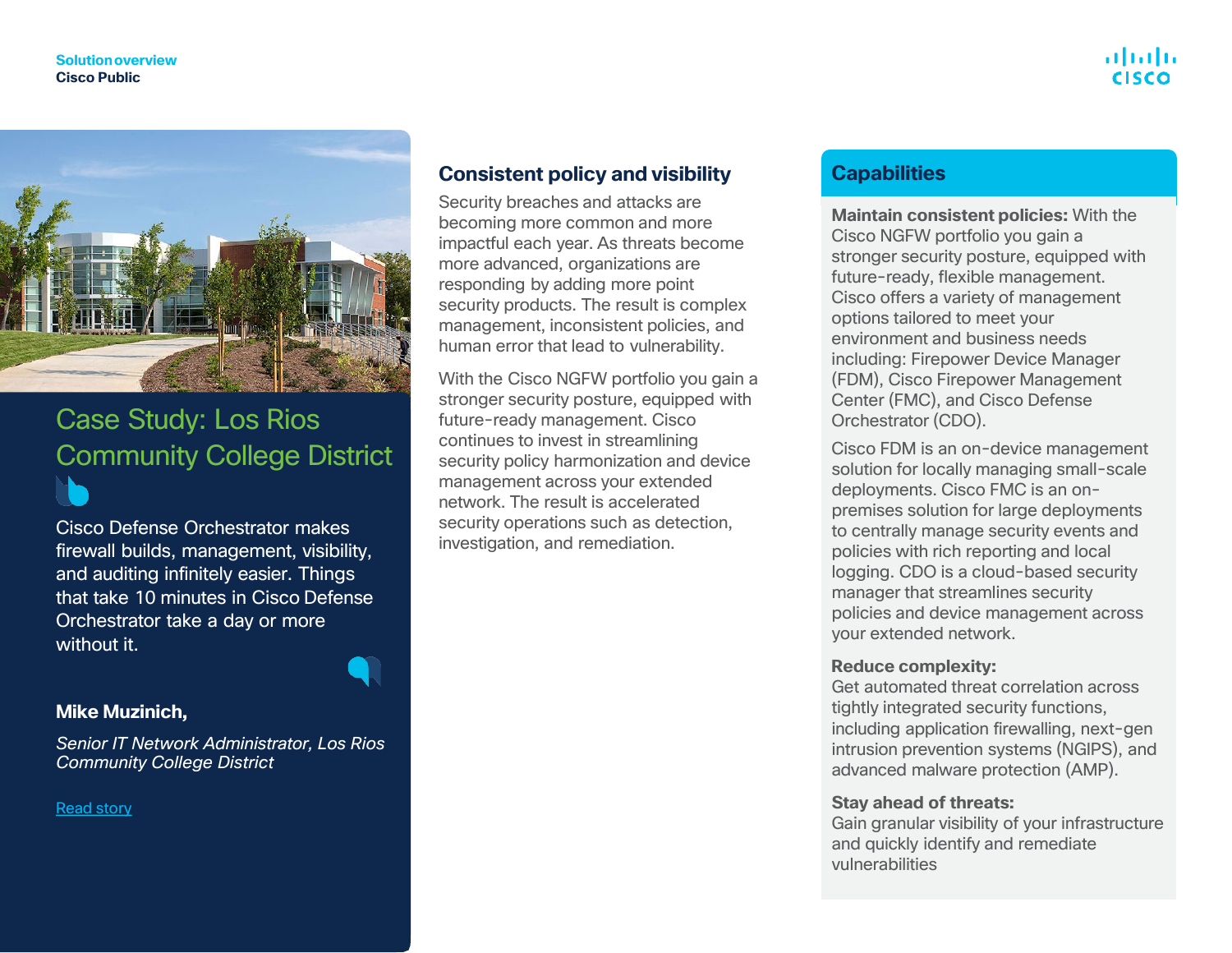## Case Study: Los Rios Community College District

Cisco Defense Orchestrator makes firewall builds, management, visibility, and auditing infinitely easier. Things that take 10 minutes in Cisco Defense Orchestrator take a day or more without it.

**Mike Muzinich,**

*Senior IT Network Administrator, Los Rios Community College District*

Read story

## Consistent policy and visibility

Security breaches and attacks are becoming more common and more impactful each year. As threats become more advanced, organizations are responding by adding more point security products. The result is complex management, inconsistent policies, and human error that lead to vulnerability.

With the Cisco NGFW portfolio you gain a stronger security posture, equipped with future-ready management. Cisco continues to invest in streamlining security policy harmonization and device management across your extended network. The result is accelerated security operations such as detection, investigation, and remediation.

## Capabilities

**Maintain consistent policies:** With the Cisco NGFW portfolio you gain a stronger security posture, equipped with future-ready, flexible management. Cisco offers a variety of management options tailored to meet your environment and business needs including: Firepower Device Manager (FDM), Cisco Firepower Management Center (FMC), and Cisco Defense Orchestrator (CDO).

Cisco FDM is an on-device management solution for locally managing small-scale deployments. Cisco FMC is an on-premises solution for large deployments to centrally manage security events and policies with rich reporting and local logging. CDO is a cloud-based security manager that streamlines security policies and device management across your extended network.

**Reduce complexity:**
Get automated threat correlation across tightly integrated security functions, including application firewalling, next-gen intrusion prevention systems (NGIPS), and advanced malware protection (AMP).

**Stay ahead of threats:**
Gain granular visibility of your infrastructure and quickly identify and remediate vulnerabilities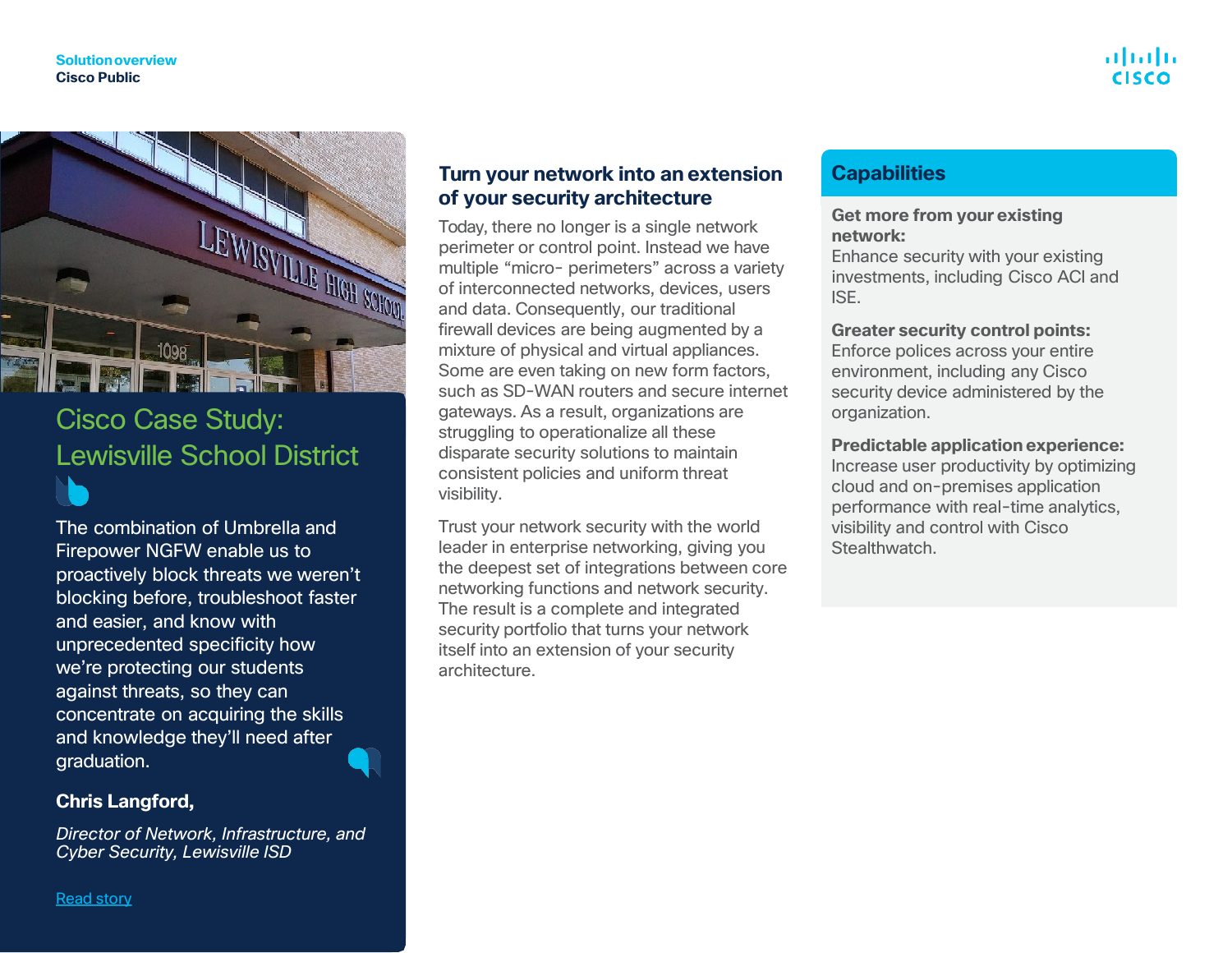## Cisco Case Study: Lewisville School District

The combination of Umbrella and Firepower NGFW enable us to proactively block threats we weren't blocking before, troubleshoot faster and easier, and know with unprecedented specificity how we're protecting our students against threats, so they can concentrate on acquiring the skills and knowledge they'll need after graduation.

**Chris Langford,**

*Director of Network, Infrastructure, and Cyber Security, Lewisville ISD*

Read story

## Turn your network into an extension of your security architecture

Today, there no longer is a single network perimeter or control point. Instead we have multiple "micro- perimeters" across a variety of interconnected networks, devices, users and data. Consequently, our traditional firewall devices are being augmented by a mixture of physical and virtual appliances. Some are even taking on new form factors, such as SD-WAN routers and secure internet gateways. As a result, organizations are struggling to operationalize all these disparate security solutions to maintain consistent policies and uniform threat visibility.

Trust your network security with the world leader in enterprise networking, giving you the deepest set of integrations between core networking functions and network security. The result is a complete and integrated security portfolio that turns your network itself into an extension of your security architecture.

## Capabilities

**Get more from your existing network:**
Enhance security with your existing investments, including Cisco ACI and ISE.

**Greater security control points:**
Enforce polices across your entire environment, including any Cisco security device administered by the organization.

**Predictable application experience:**
Increase user productivity by optimizing cloud and on-premises application performance with real-time analytics, visibility and control with Cisco Stealthwatch.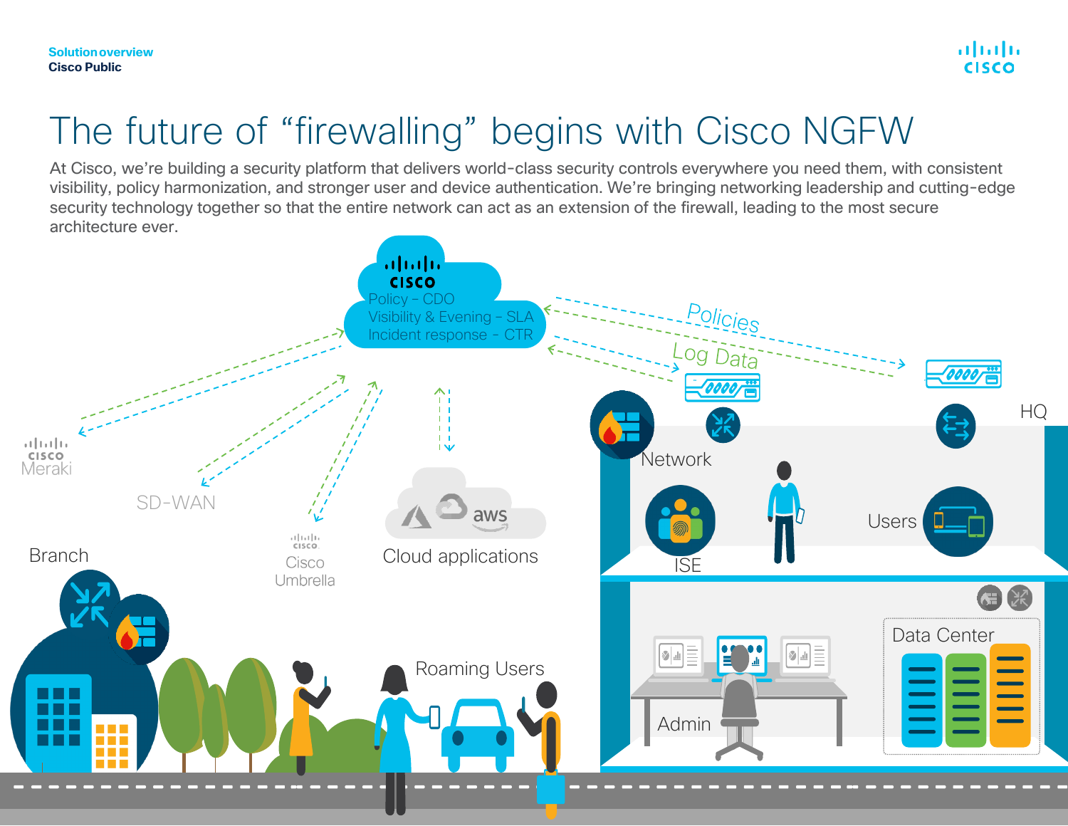# The future of “firewalling” begins with Cisco NGFW

At Cisco, we’re building a security platform that delivers world-class security controls everywhere you need them, with consistent visibility, policy harmonization, and stronger user and device authentication. We’re bringing networking leadership and cutting-edge security technology together so that the entire network can act as an extension of the firewall, leading to the most secure architecture ever.

Cisco

Policy – CDO
Visibility & Evening – SLA
Incident response – CTR

Policies

Log Data

Cisco Meraki

SD-WAN

Cisco Umbrella

Cloud applications

Branch

Roaming Users

HQ

Network

ISE

Users

Admin

Data Center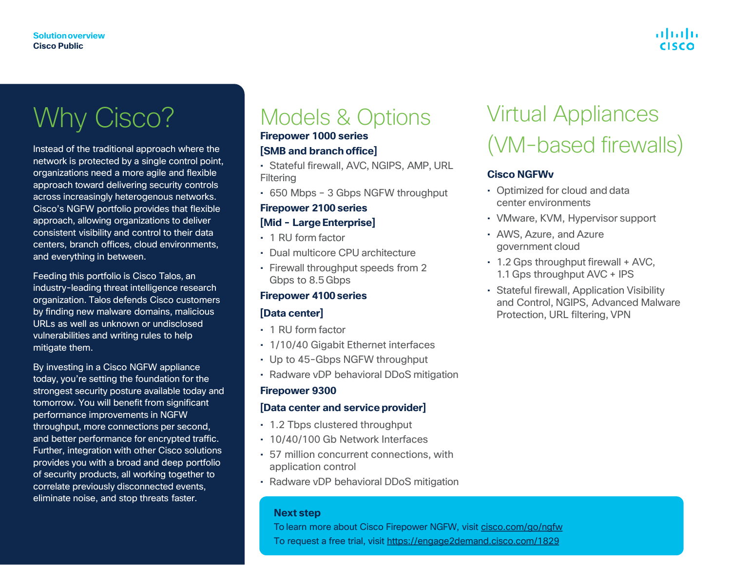# Why Cisco?

Instead of the traditional approach where the network is protected by a single control point, organizations need a more agile and flexible approach toward delivering security controls across increasingly heterogenous networks. Cisco's NGFW portfolio provides that flexible approach, allowing organizations to deliver consistent visibility and control to their data centers, branch offices, cloud environments, and everything in between.

Feeding this portfolio is Cisco Talos, an industry-leading threat intelligence research organization. Talos defends Cisco customers by finding new malware domains, malicious URLs as well as unknown or undisclosed vulnerabilities and writing rules to help mitigate them.

By investing in a Cisco NGFW appliance today, you're setting the foundation for the strongest security posture available today and tomorrow. You will benefit from significant performance improvements in NGFW throughput, more connections per second, and better performance for encrypted traffic. Further, integration with other Cisco solutions provides you with a broad and deep portfolio of security products, all working together to correlate previously disconnected events, eliminate noise, and stop threats faster.

# Models & Options

**Firepower 1000 series**

**[SMB and branch office]**

- Stateful firewall, AVC, NGIPS, AMP, URL Filtering
- 650 Mbps – 3 Gbps NGFW throughput

**Firepower 2100 series**

**[Mid - Large Enterprise]**

- 1 RU form factor
- Dual multicore CPU architecture
- Firewall throughput speeds from 2 Gbps to 8.5 Gbps

**Firepower 4100 series**

**[Data center]**

- 1 RU form factor
- 1/10/40 Gigabit Ethernet interfaces
- Up to 45-Gbps NGFW throughput
- Radware vDP behavioral DDoS mitigation

**Firepower 9300**

**[Data center and service provider]**

- 1.2 Tbps clustered throughput
- 10/40/100 Gb Network Interfaces
- 57 million concurrent connections, with application control
- Radware vDP behavioral DDoS mitigation

# Virtual Appliances (VM-based firewalls)

**Cisco NGFWv**

- Optimized for cloud and data center environments
- VMware, KVM, Hypervisor support
- AWS, Azure, and Azure government cloud
- 1.2 Gps throughput firewall + AVC, 1.1 Gps throughput AVC + IPS
- Stateful firewall, Application Visibility and Control, NGIPS, Advanced Malware Protection, URL filtering, VPN

**Next step**

To learn more about Cisco Firepower NGFW, visit cisco.com/go/ngfw

To request a free trial, visit https://engage2demand.cisco.com/1829